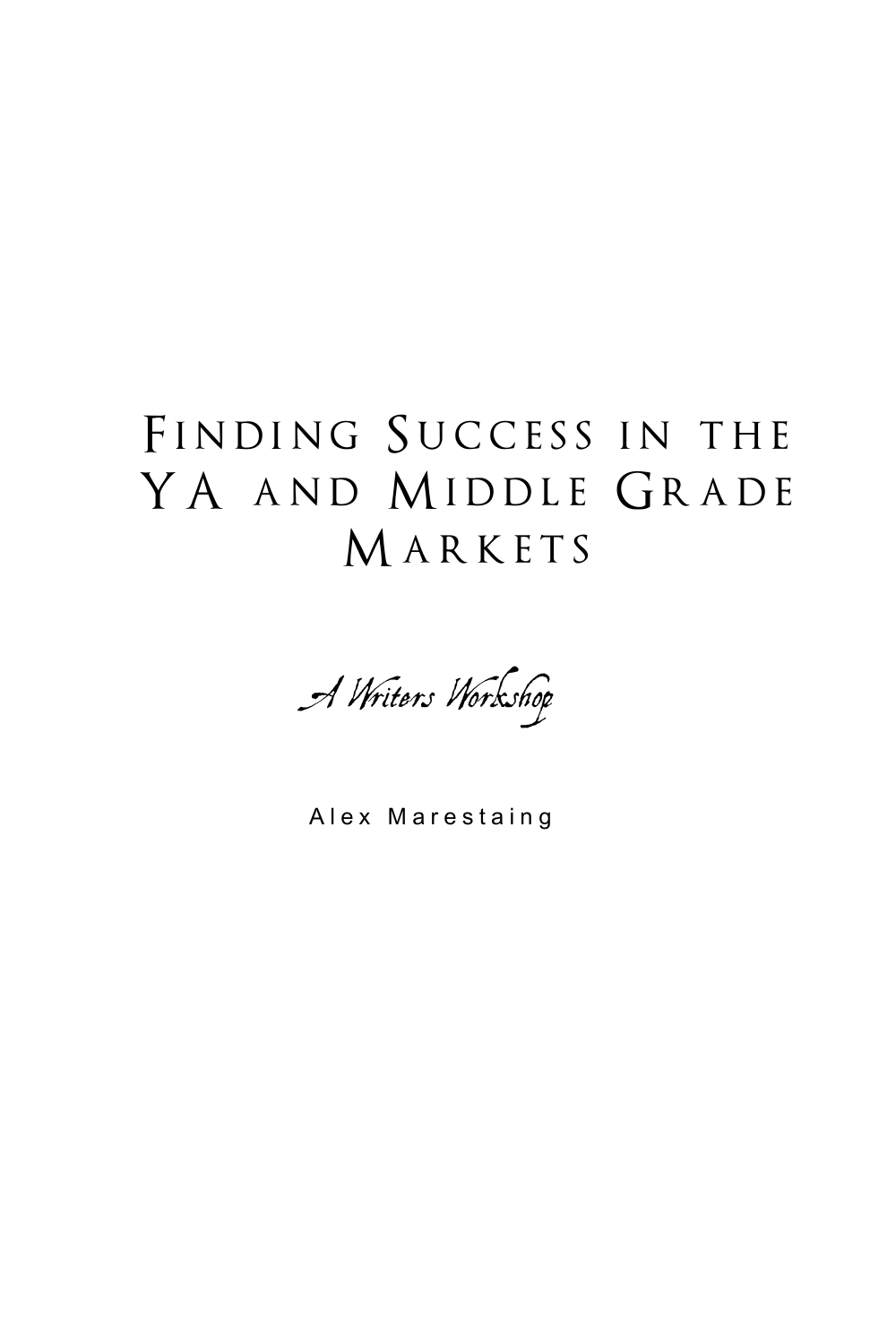# Finding Success in the YA and Middle Grade Markets

*A Writers Workshop*

Alex Marestaing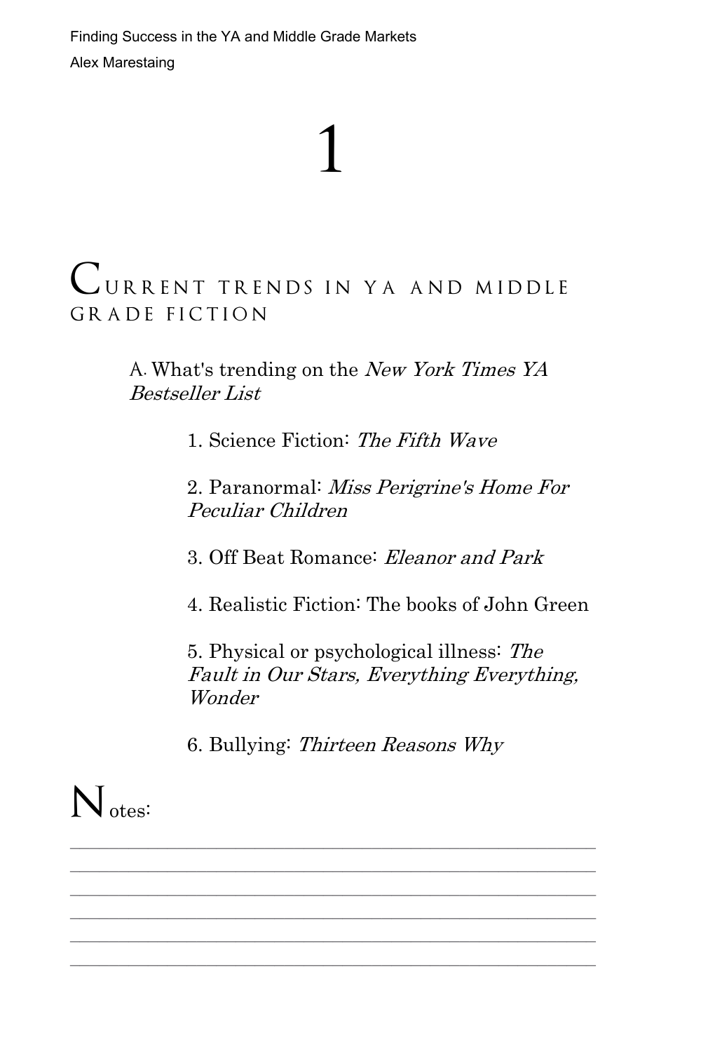# 1

## Current trends in YA and middle grade fiction

A. What's trending on the *New York Times YA Bestseller List*

1. Science Fiction: *The Fifth Wave*

2. Paranormal: *Miss Perigrine's Home For Peculiar Children*

3. Off Beat Romance: *Eleanor and Park*

4. Realistic Fiction: The books of John Green

5. Physical or psychological illness: *The Fault in Our Stars, Everything Everything, Wonder*

6. Bullying: *Thirteen Reasons Why*

Notes:

\_\_\_\_\_\_\_\_\_\_\_\_\_\_\_\_\_\_\_\_\_\_\_\_\_\_\_\_\_\_\_\_\_\_\_\_\_\_\_\_\_\_\_\_\_\_\_\_\_\_\_\_\_\_\_\_\_\_

\_\_\_\_\_\_\_\_\_\_\_\_\_\_\_\_\_\_\_\_\_\_\_\_\_\_\_\_\_\_\_\_\_\_\_\_\_\_\_\_\_\_\_\_\_\_\_\_\_\_\_\_\_\_\_\_\_\_

\_\_\_\_\_\_\_\_\_\_\_\_\_\_\_\_\_\_\_\_\_\_\_\_\_\_\_\_\_\_\_\_\_\_\_\_\_\_\_\_\_\_\_\_\_\_\_\_\_\_\_\_\_\_\_\_\_\_

\_\_\_\_\_\_\_\_\_\_\_\_\_\_\_\_\_\_\_\_\_\_\_\_\_\_\_\_\_\_\_\_\_\_\_\_\_\_\_\_\_\_\_\_\_\_\_\_\_\_\_\_\_\_\_\_\_\_

\_\_\_\_\_\_\_\_\_\_\_\_\_\_\_\_\_\_\_\_\_\_\_\_\_\_\_\_\_\_\_\_\_\_\_\_\_\_\_\_\_\_\_\_\_\_\_\_\_\_\_\_\_\_\_\_\_\_

\_\_\_\_\_\_\_\_\_\_\_\_\_\_\_\_\_\_\_\_\_\_\_\_\_\_\_\_\_\_\_\_\_\_\_\_\_\_\_\_\_\_\_\_\_\_\_\_\_\_\_\_\_\_\_\_\_\_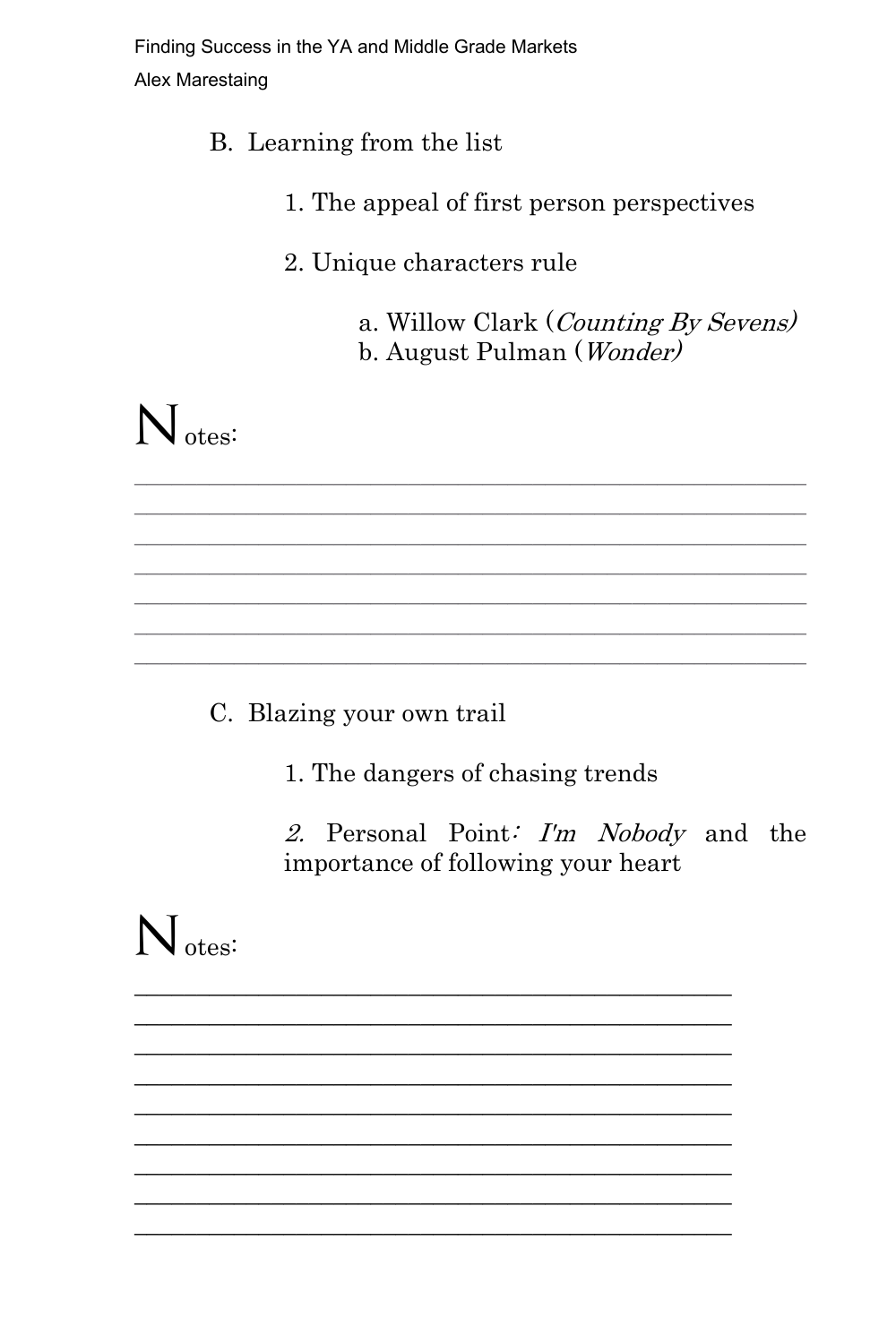B. Learning from the list

1. The appeal of first person perspectives

2. Unique characters rule

    a. Willow Clark (*Counting By Sevens)*
    b. August Pulman (*Wonder)*

Notes:

\_\_\_\_\_\_\_\_\_\_\_\_\_\_\_\_\_\_\_\_\_\_\_\_\_\_\_\_\_\_\_\_\_\_\_\_\_\_\_\_\_\_\_\_\_\_\_\_\_\_\_\_\_\_\_\_\_\_\_\_\_\_\_\_\_\_

\_\_\_\_\_\_\_\_\_\_\_\_\_\_\_\_\_\_\_\_\_\_\_\_\_\_\_\_\_\_\_\_\_\_\_\_\_\_\_\_\_\_\_\_\_\_\_\_\_\_\_\_\_\_\_\_\_\_\_\_\_\_\_\_\_\_

\_\_\_\_\_\_\_\_\_\_\_\_\_\_\_\_\_\_\_\_\_\_\_\_\_\_\_\_\_\_\_\_\_\_\_\_\_\_\_\_\_\_\_\_\_\_\_\_\_\_\_\_\_\_\_\_\_\_\_\_\_\_\_\_\_\_

\_\_\_\_\_\_\_\_\_\_\_\_\_\_\_\_\_\_\_\_\_\_\_\_\_\_\_\_\_\_\_\_\_\_\_\_\_\_\_\_\_\_\_\_\_\_\_\_\_\_\_\_\_\_\_\_\_\_\_\_\_\_\_\_\_\_

\_\_\_\_\_\_\_\_\_\_\_\_\_\_\_\_\_\_\_\_\_\_\_\_\_\_\_\_\_\_\_\_\_\_\_\_\_\_\_\_\_\_\_\_\_\_\_\_\_\_\_\_\_\_\_\_\_\_\_\_\_\_\_\_\_\_

\_\_\_\_\_\_\_\_\_\_\_\_\_\_\_\_\_\_\_\_\_\_\_\_\_\_\_\_\_\_\_\_\_\_\_\_\_\_\_\_\_\_\_\_\_\_\_\_\_\_\_\_\_\_\_\_\_\_\_\_\_\_\_\_\_\_

\_\_\_\_\_\_\_\_\_\_\_\_\_\_\_\_\_\_\_\_\_\_\_\_\_\_\_\_\_\_\_\_\_\_\_\_\_\_\_\_\_\_\_\_\_\_\_\_\_\_\_\_\_\_\_\_\_\_\_\_\_\_\_\_\_\_

C. Blazing your own trail

1. The dangers of chasing trends

2. Personal Point: *I'm Nobody* and the importance of following your heart

Notes:

\_\_\_\_\_\_\_\_\_\_\_\_\_\_\_\_\_\_\_\_\_\_\_\_\_\_\_\_\_\_\_\_\_\_\_\_\_\_\_\_\_\_\_\_\_\_\_\_\_\_\_\_\_\_\_\_

\_\_\_\_\_\_\_\_\_\_\_\_\_\_\_\_\_\_\_\_\_\_\_\_\_\_\_\_\_\_\_\_\_\_\_\_\_\_\_\_\_\_\_\_\_\_\_\_\_\_\_\_\_\_\_\_

\_\_\_\_\_\_\_\_\_\_\_\_\_\_\_\_\_\_\_\_\_\_\_\_\_\_\_\_\_\_\_\_\_\_\_\_\_\_\_\_\_\_\_\_\_\_\_\_\_\_\_\_\_\_\_\_

\_\_\_\_\_\_\_\_\_\_\_\_\_\_\_\_\_\_\_\_\_\_\_\_\_\_\_\_\_\_\_\_\_\_\_\_\_\_\_\_\_\_\_\_\_\_\_\_\_\_\_\_\_\_\_\_

\_\_\_\_\_\_\_\_\_\_\_\_\_\_\_\_\_\_\_\_\_\_\_\_\_\_\_\_\_\_\_\_\_\_\_\_\_\_\_\_\_\_\_\_\_\_\_\_\_\_\_\_\_\_\_\_

\_\_\_\_\_\_\_\_\_\_\_\_\_\_\_\_\_\_\_\_\_\_\_\_\_\_\_\_\_\_\_\_\_\_\_\_\_\_\_\_\_\_\_\_\_\_\_\_\_\_\_\_\_\_\_\_

\_\_\_\_\_\_\_\_\_\_\_\_\_\_\_\_\_\_\_\_\_\_\_\_\_\_\_\_\_\_\_\_\_\_\_\_\_\_\_\_\_\_\_\_\_\_\_\_\_\_\_\_\_\_\_\_

\_\_\_\_\_\_\_\_\_\_\_\_\_\_\_\_\_\_\_\_\_\_\_\_\_\_\_\_\_\_\_\_\_\_\_\_\_\_\_\_\_\_\_\_\_\_\_\_\_\_\_\_\_\_\_\_

\_\_\_\_\_\_\_\_\_\_\_\_\_\_\_\_\_\_\_\_\_\_\_\_\_\_\_\_\_\_\_\_\_\_\_\_\_\_\_\_\_\_\_\_\_\_\_\_\_\_\_\_\_\_\_\_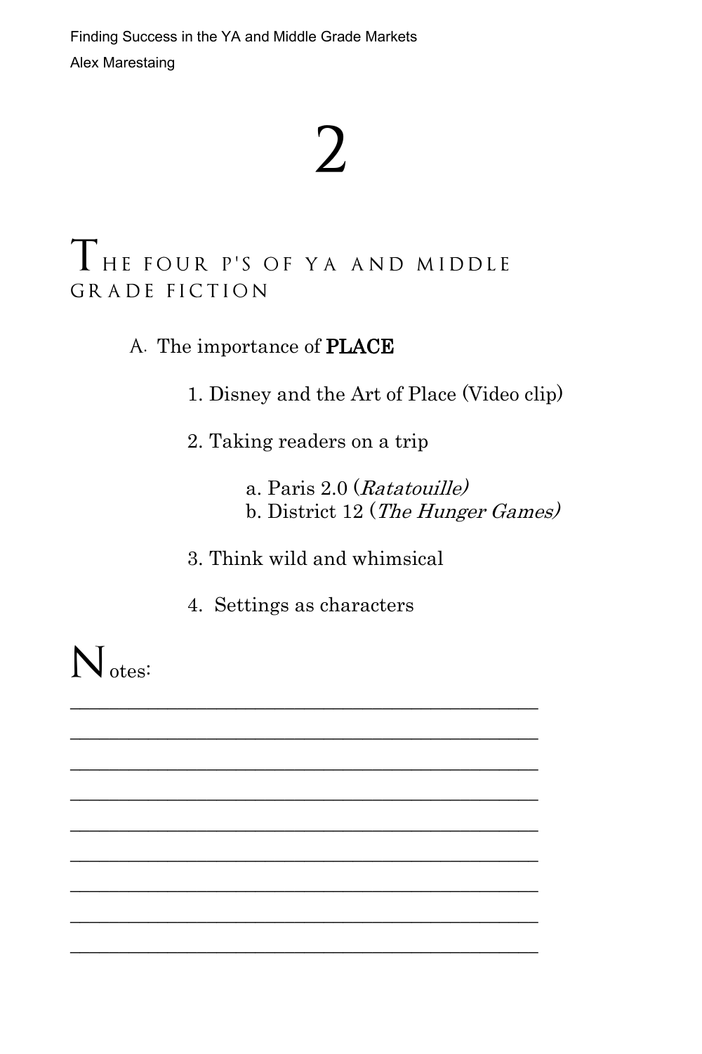# 2

## The Four P's of YA and Middle Grade Fiction

A. The importance of **PLACE**

1. Disney and the Art of Place (Video clip)

2. Taking readers on a trip

   a. Paris 2.0 (*Ratatouille)*
   b. District 12 (*The Hunger Games)*

3. Think wild and whimsical

4. Settings as characters

Notes:

_______________________________________________

_______________________________________________

_______________________________________________

_______________________________________________

_______________________________________________

_______________________________________________

_______________________________________________

_______________________________________________

_______________________________________________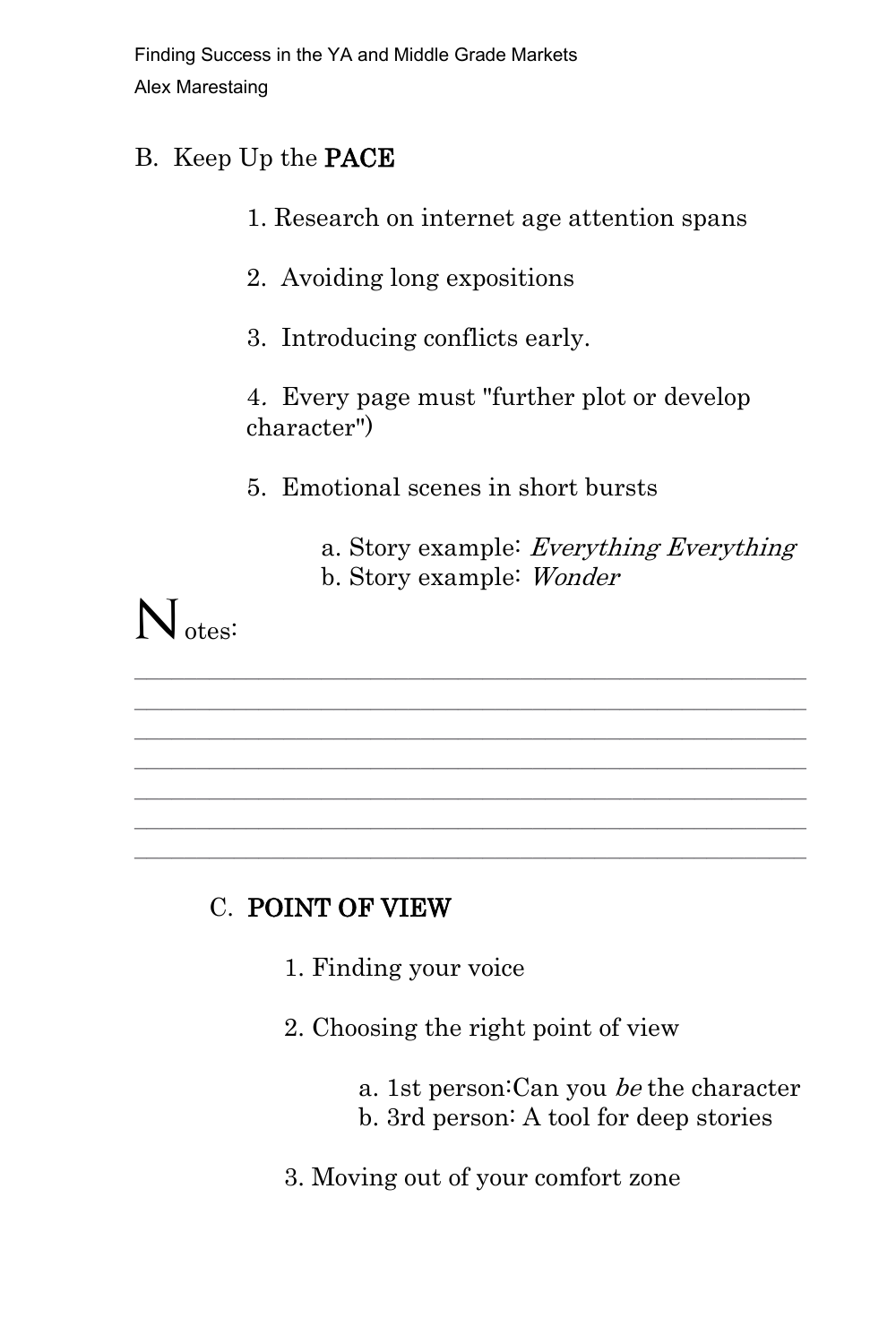## B. Keep Up the **PACE**

1. Research on internet age attention spans

2. Avoiding long expositions

3. Introducing conflicts early.

4. Every page must "further plot or develop character")

5. Emotional scenes in short bursts

   a. Story example: *Everything Everything*
   b. Story example: *Wonder*

Notes:

______________________________________________________________
______________________________________________________________
______________________________________________________________
______________________________________________________________
______________________________________________________________
______________________________________________________________
______________________________________________________________

## C. **POINT OF VIEW**

1. Finding your voice

2. Choosing the right point of view

   a. 1st person:Can you *be* the character
   b. 3rd person: A tool for deep stories

3. Moving out of your comfort zone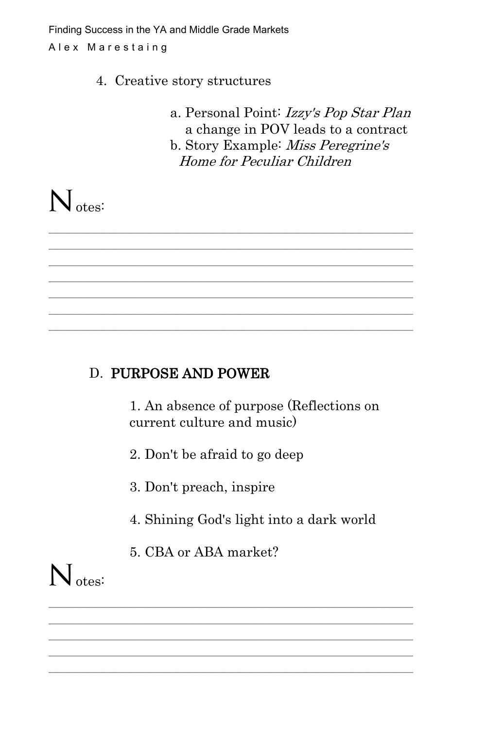4. Creative story structures

    a. Personal Point: *Izzy's Pop Star Plan* a change in POV leads to a contract
    b. Story Example: *Miss Peregrine's Home for Peculiar Children*

Notes:

______________________________________________________________
______________________________________________________________
______________________________________________________________
______________________________________________________________
______________________________________________________________
______________________________________________________________
______________________________________________________________

## D. PURPOSE AND POWER

1. An absence of purpose (Reflections on current culture and music)

2. Don't be afraid to go deep

3. Don't preach, inspire

4. Shining God's light into a dark world

5. CBA or ABA market?

Notes:

______________________________________________________________
______________________________________________________________
______________________________________________________________
______________________________________________________________
______________________________________________________________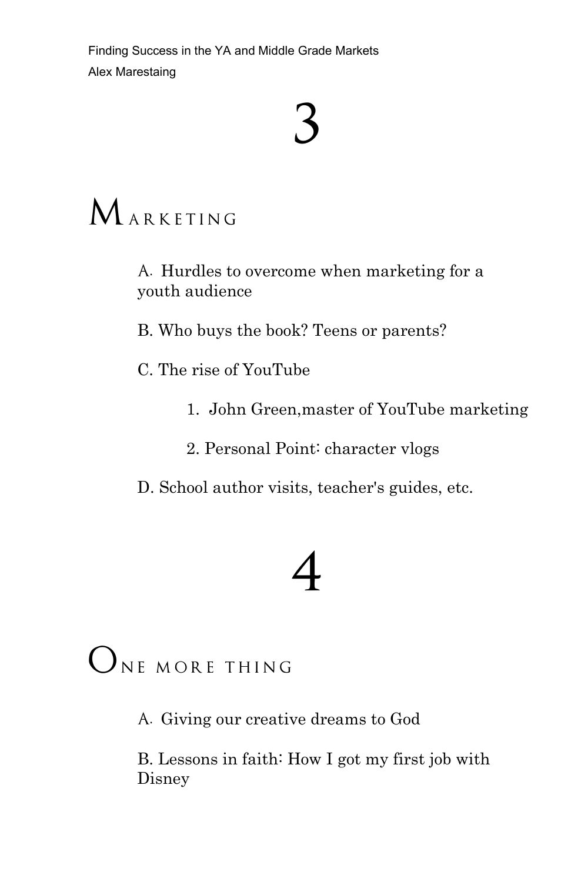# 3

## Marketing

A. Hurdles to overcome when marketing for a youth audience

B. Who buys the book? Teens or parents?

C. The rise of YouTube

1. John Green,master of YouTube marketing
2. Personal Point: character vlogs

D. School author visits, teacher's guides, etc.

# 4

## One more thing

A. Giving our creative dreams to God

B. Lessons in faith: How I got my first job with Disney